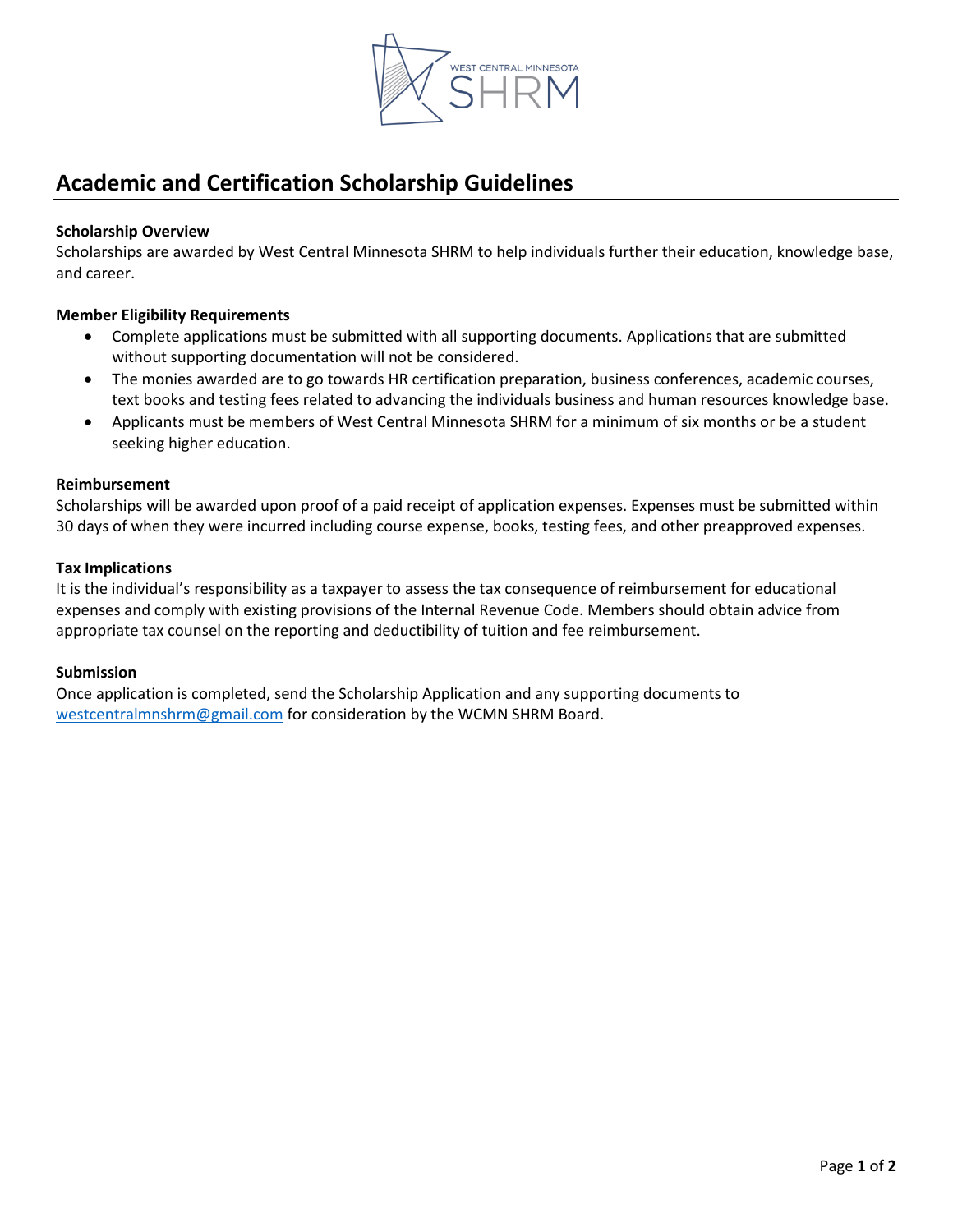# Academic and Certification Scholarship Guidelines

**Scholarship Overview**

Scholarships are awarded by West Central Minnesota SHRM to help individuals further their education, knowledge base, and career.

**Member Eligibility Requirements**

- Complete applications must be submitted with all supporting documents. Applications that are submitted without supporting documentation will not be considered.
- The monies awarded are to go towards HR certification preparation, business conferences, academic courses, text books and testing fees related to advancing the individuals business and human resources knowledge base.
- Applicants must be members of West Central Minnesota SHRM for a minimum of six months or be a student seeking higher education.

**Reimbursement**

Scholarships will be awarded upon proof of a paid receipt of application expenses. Expenses must be submitted within 30 days of when they were incurred including course expense, books, testing fees, and other preapproved expenses.

**Tax Implications**

It is the individual's responsibility as a taxpayer to assess the tax consequence of reimbursement for educational expenses and comply with existing provisions of the Internal Revenue Code. Members should obtain advice from appropriate tax counsel on the reporting and deductibility of tuition and fee reimbursement.

**Submission**

Once application is completed, send the Scholarship Application and any supporting documents to westcentralmnshrm@gmail.com for consideration by the WCMN SHRM Board.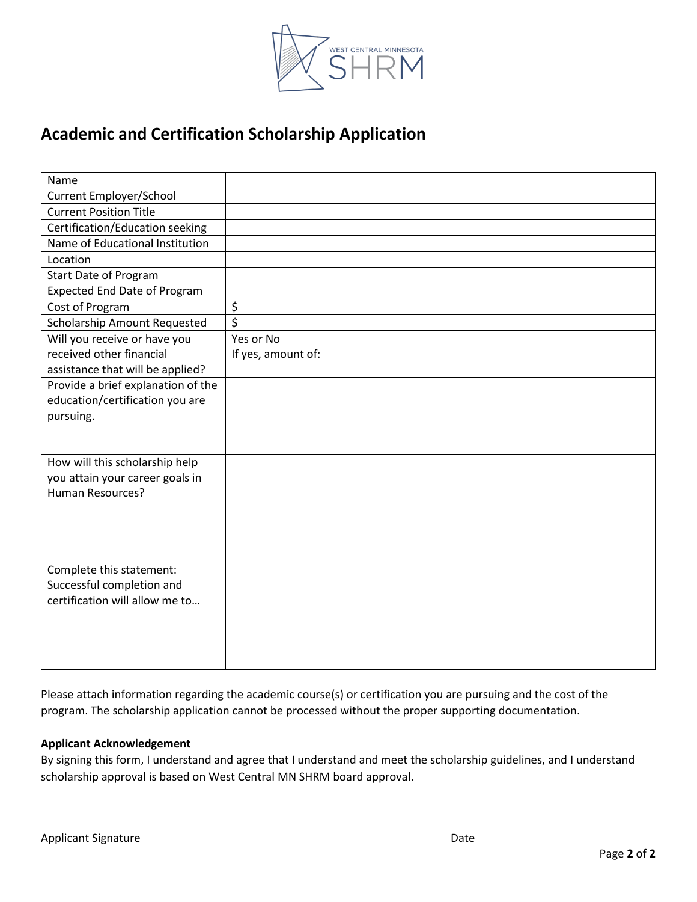WEST CENTRAL MINNESOTA SHRM

# Academic and Certification Scholarship Application

| | |
|---|---|
| Name | |
| Current Employer/School | |
| Current Position Title | |
| Certification/Education seeking | |
| Name of Educational Institution | |
| Location | |
| Start Date of Program | |
| Expected End Date of Program | |
| Cost of Program | $ |
| Scholarship Amount Requested | $ |
| Will you receive or have you received other financial assistance that will be applied? | Yes or No<br>If yes, amount of: |
| Provide a brief explanation of the education/certification you are pursuing. | |
| How will this scholarship help you attain your career goals in Human Resources? | |
| Complete this statement: Successful completion and certification will allow me to… | |

Please attach information regarding the academic course(s) or certification you are pursuing and the cost of the program. The scholarship application cannot be processed without the proper supporting documentation.

**Applicant Acknowledgement**

By signing this form, I understand and agree that I understand and meet the scholarship guidelines, and I understand scholarship approval is based on West Central MN SHRM board approval.

Applicant Signature Date